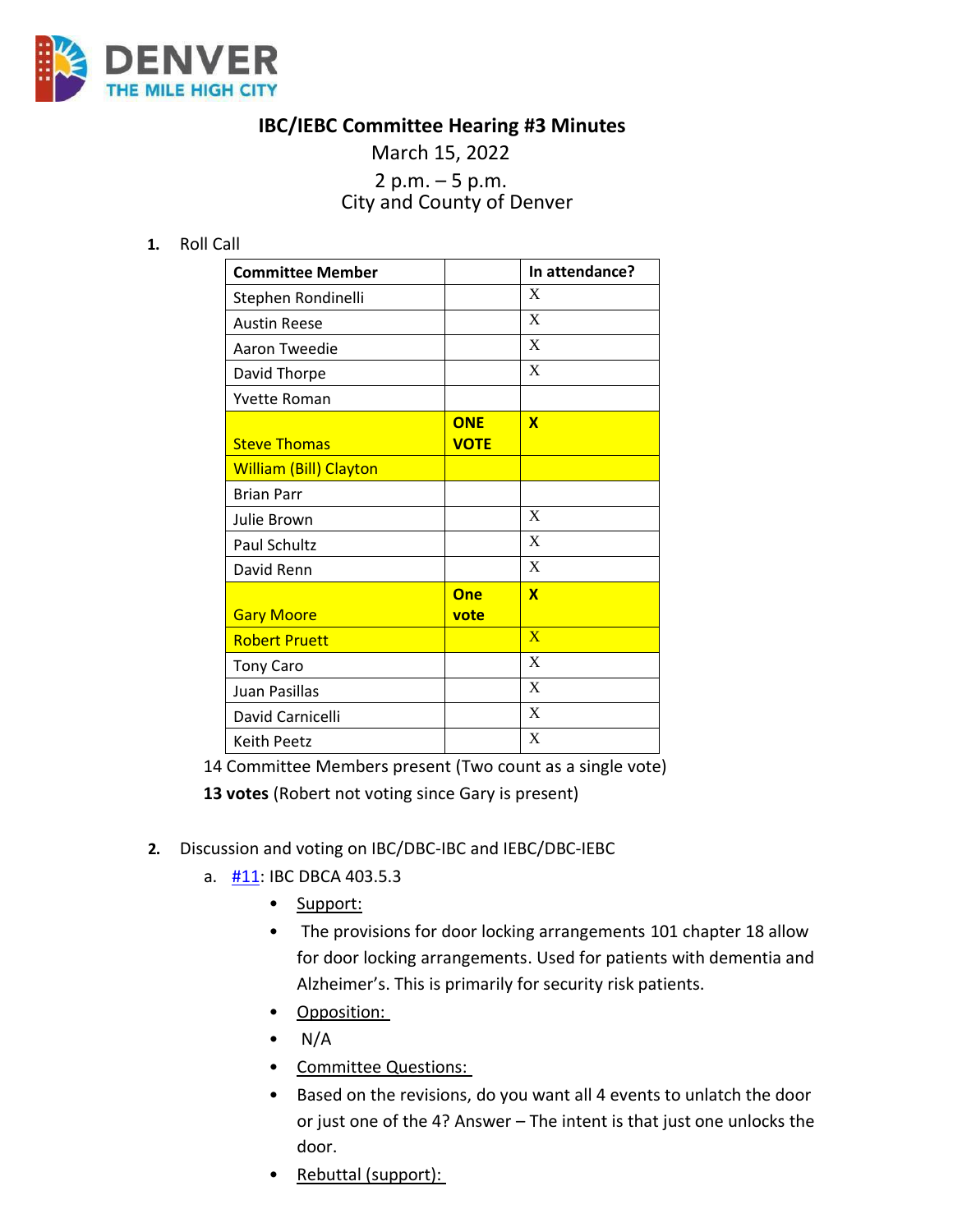# IBC/IEBC Committee Hearing #3 Minutes

March 15, 2022

2 p.m. – 5 p.m.

City and County of Denver

1. Roll Call

| Committee Member | | In attendance? |
|---|---|---|
| Stephen Rondinelli | | X |
| Austin Reese | | X |
| Aaron Tweedie | | X |
| David Thorpe | | X |
| Yvette Roman | | |
| Steve Thomas | **ONE VOTE** | **X** |
| William (Bill) Clayton | | |
| Brian Parr | | |
| Julie Brown | | X |
| Paul Schultz | | X |
| David Renn | | X |
| Gary Moore | **One vote** | **X** |
| Robert Pruett | | X |
| Tony Caro | | X |
| Juan Pasillas | | X |
| David Carnicelli | | X |
| Keith Peetz | | X |

14 Committee Members present (Two count as a single vote)

**13 votes** (Robert not voting since Gary is present)

2. Discussion and voting on IBC/DBC-IBC and IEBC/DBC-IEBC
   a. #11: IBC DBCA 403.5.3
      - Support:
      - The provisions for door locking arrangements 101 chapter 18 allow for door locking arrangements. Used for patients with dementia and Alzheimer's. This is primarily for security risk patients.
      - Opposition:
      - N/A
      - Committee Questions:
      - Based on the revisions, do you want all 4 events to unlatch the door or just one of the 4? Answer – The intent is that just one unlocks the door.
      - Rebuttal (support):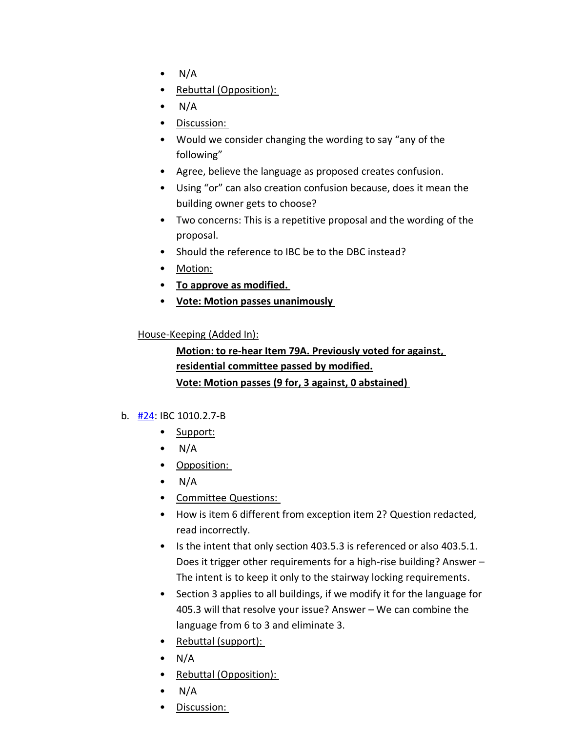- N/A
- Rebuttal (Opposition):
- N/A
- Discussion:
- Would we consider changing the wording to say "any of the following"
- Agree, believe the language as proposed creates confusion.
- Using "or" can also creation confusion because, does it mean the building owner gets to choose?
- Two concerns: This is a repetitive proposal and the wording of the proposal.
- Should the reference to IBC be to the DBC instead?
- Motion:
- **To approve as modified.**
- **Vote: Motion passes unanimously**

House-Keeping (Added In):

**Motion: to re-hear Item 79A. Previously voted for against, residential committee passed by modified.**
**Vote: Motion passes (9 for, 3 against, 0 abstained)**

b. #24: IBC 1010.2.7-B
- Support:
- N/A
- Opposition:
- N/A
- Committee Questions:
- How is item 6 different from exception item 2? Question redacted, read incorrectly.
- Is the intent that only section 403.5.3 is referenced or also 403.5.1. Does it trigger other requirements for a high-rise building? Answer – The intent is to keep it only to the stairway locking requirements.
- Section 3 applies to all buildings, if we modify it for the language for 405.3 will that resolve your issue? Answer – We can combine the language from 6 to 3 and eliminate 3.
- Rebuttal (support):
- N/A
- Rebuttal (Opposition):
- N/A
- Discussion: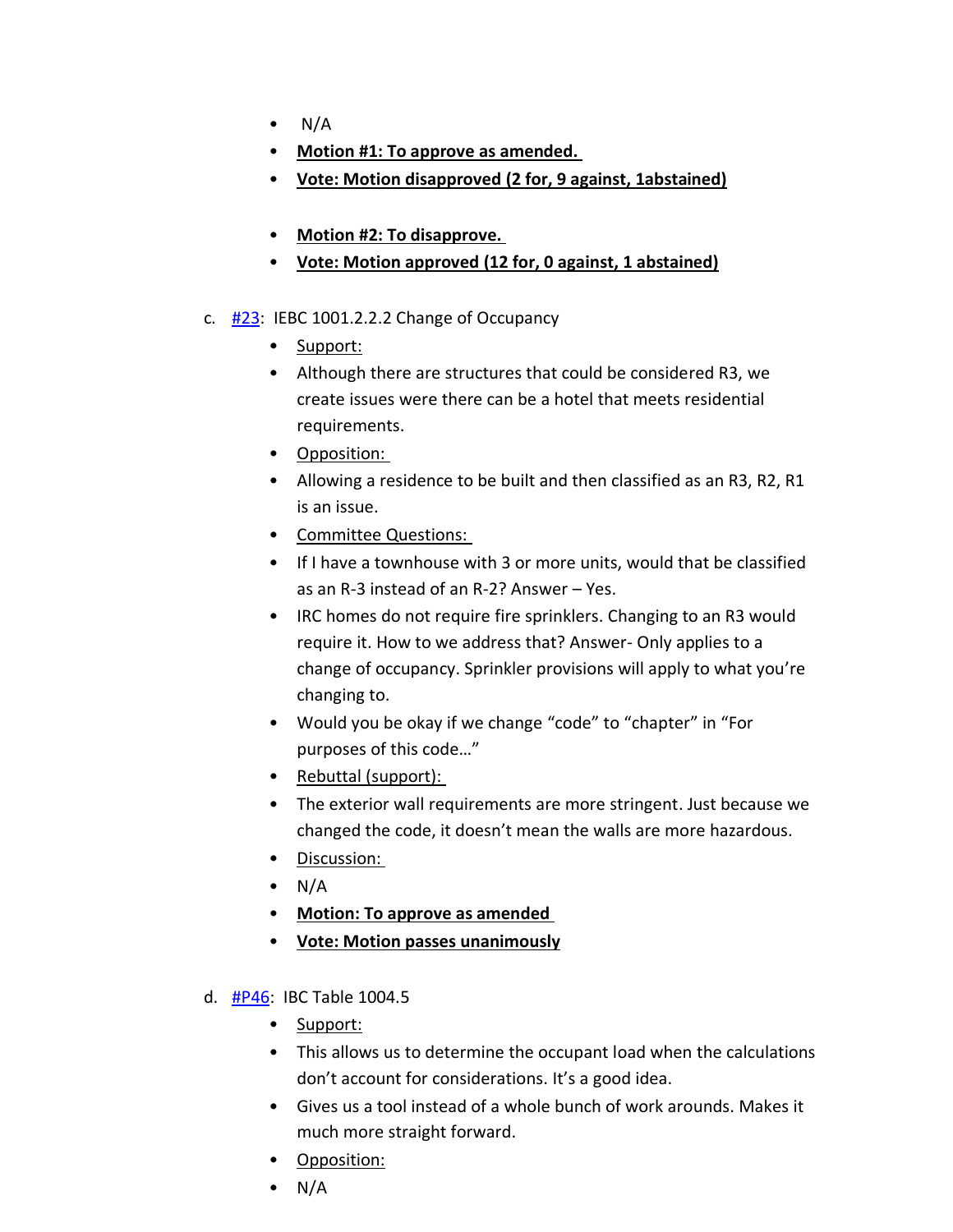- N/A
- **Motion #1: To approve as amended.**
- **Vote: Motion disapproved (2 for, 9 against, 1abstained)**

- **Motion #2: To disapprove.**
- **Vote: Motion approved (12 for, 0 against, 1 abstained)**

c. #23: IEBC 1001.2.2.2 Change of Occupancy
- Support:
- Although there are structures that could be considered R3, we create issues were there can be a hotel that meets residential requirements.
- Opposition:
- Allowing a residence to be built and then classified as an R3, R2, R1 is an issue.
- Committee Questions:
- If I have a townhouse with 3 or more units, would that be classified as an R-3 instead of an R-2? Answer – Yes.
- IRC homes do not require fire sprinklers. Changing to an R3 would require it. How to we address that? Answer- Only applies to a change of occupancy. Sprinkler provisions will apply to what you're changing to.
- Would you be okay if we change "code" to "chapter" in "For purposes of this code…"
- Rebuttal (support):
- The exterior wall requirements are more stringent. Just because we changed the code, it doesn't mean the walls are more hazardous.
- Discussion:
- N/A
- **Motion: To approve as amended**
- **Vote: Motion passes unanimously**

d. #P46: IBC Table 1004.5
- Support:
- This allows us to determine the occupant load when the calculations don't account for considerations. It's a good idea.
- Gives us a tool instead of a whole bunch of work arounds. Makes it much more straight forward.
- Opposition:
- N/A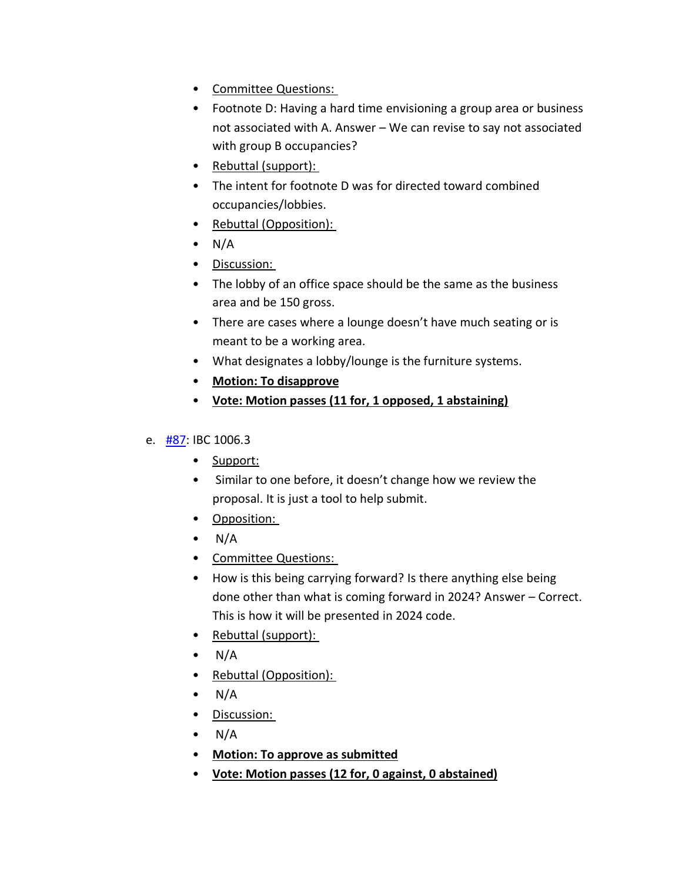- Committee Questions:
- Footnote D: Having a hard time envisioning a group area or business not associated with A. Answer – We can revise to say not associated with group B occupancies?
- Rebuttal (support):
- The intent for footnote D was for directed toward combined occupancies/lobbies.
- Rebuttal (Opposition):
- N/A
- Discussion:
- The lobby of an office space should be the same as the business area and be 150 gross.
- There are cases where a lounge doesn't have much seating or is meant to be a working area.
- What designates a lobby/lounge is the furniture systems.
- **Motion: To disapprove**
- **Vote: Motion passes (11 for, 1 opposed, 1 abstaining)**

e. [#87](#87): IBC 1006.3

- Support:
- Similar to one before, it doesn't change how we review the proposal. It is just a tool to help submit.
- Opposition:
- N/A
- Committee Questions:
- How is this being carrying forward? Is there anything else being done other than what is coming forward in 2024? Answer – Correct. This is how it will be presented in 2024 code.
- Rebuttal (support):
- N/A
- Rebuttal (Opposition):
- N/A
- Discussion:
- N/A
- **Motion: To approve as submitted**
- **Vote: Motion passes (12 for, 0 against, 0 abstained)**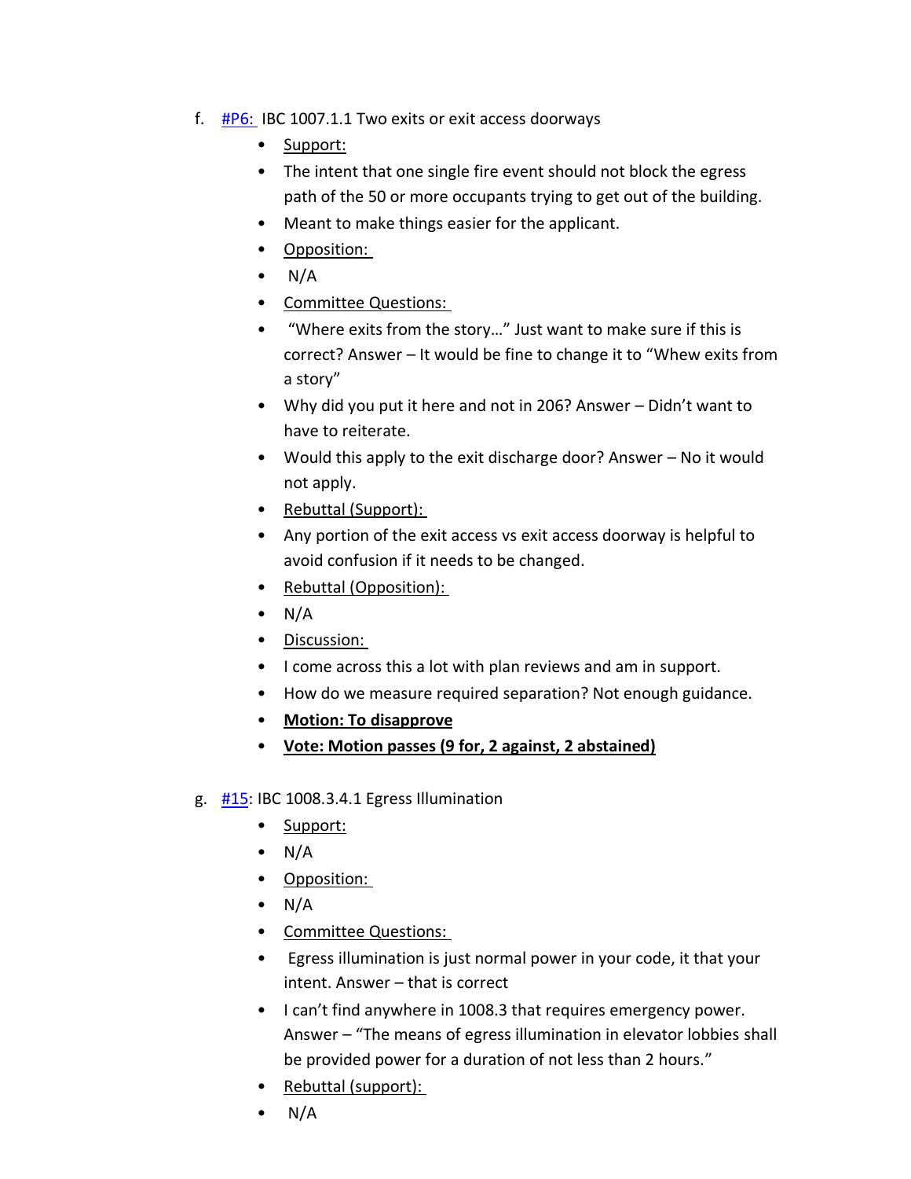f. #P6: IBC 1007.1.1 Two exits or exit access doorways

- Support:
- The intent that one single fire event should not block the egress path of the 50 or more occupants trying to get out of the building.
- Meant to make things easier for the applicant.
- Opposition:
- N/A
- Committee Questions:
- "Where exits from the story…" Just want to make sure if this is correct? Answer – It would be fine to change it to "Whew exits from a story"
- Why did you put it here and not in 206? Answer – Didn't want to have to reiterate.
- Would this apply to the exit discharge door? Answer – No it would not apply.
- Rebuttal (Support):
- Any portion of the exit access vs exit access doorway is helpful to avoid confusion if it needs to be changed.
- Rebuttal (Opposition):
- N/A
- Discussion:
- I come across this a lot with plan reviews and am in support.
- How do we measure required separation? Not enough guidance.
- **Motion: To disapprove**
- **Vote: Motion passes (9 for, 2 against, 2 abstained)**

g. #15: IBC 1008.3.4.1 Egress Illumination

- Support:
- N/A
- Opposition:
- N/A
- Committee Questions:
- Egress illumination is just normal power in your code, it that your intent. Answer – that is correct
- I can't find anywhere in 1008.3 that requires emergency power. Answer – "The means of egress illumination in elevator lobbies shall be provided power for a duration of not less than 2 hours."
- Rebuttal (support):
- N/A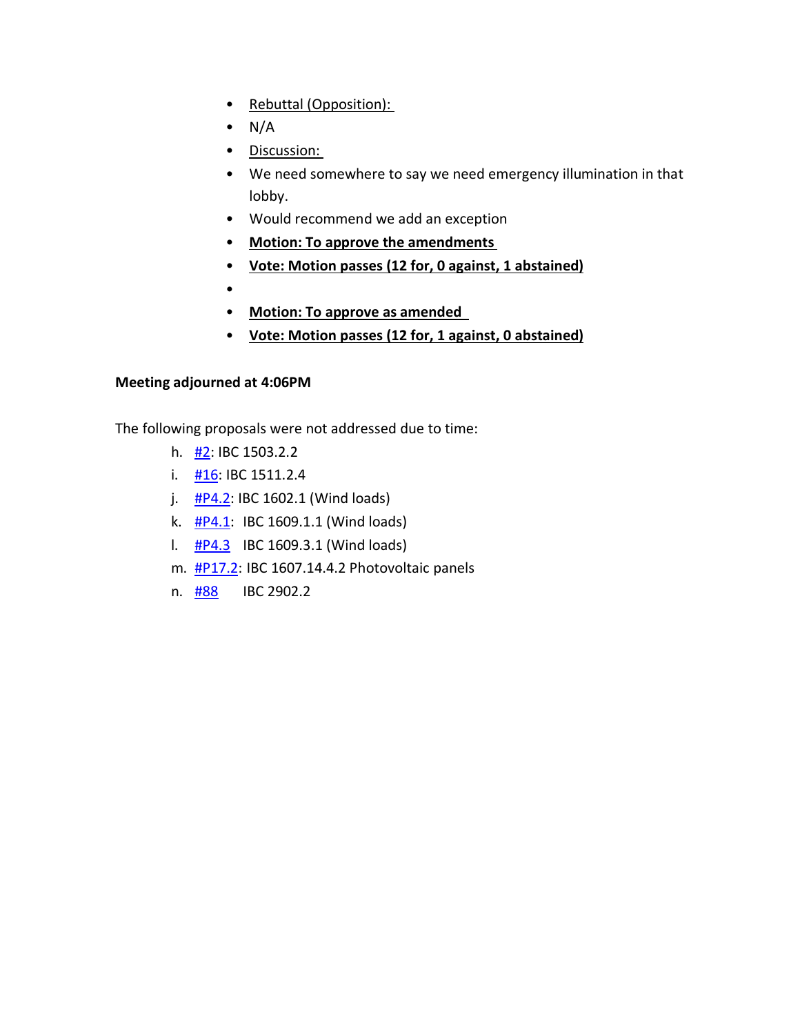- Rebuttal (Opposition):
- N/A
- Discussion:
- We need somewhere to say we need emergency illumination in that lobby.
- Would recommend we add an exception
- **Motion: To approve the amendments**
- **Vote: Motion passes (12 for, 0 against, 1 abstained)**
- 
- **Motion: To approve as amended**
- **Vote: Motion passes (12 for, 1 against, 0 abstained)**

**Meeting adjourned at 4:06PM**

The following proposals were not addressed due to time:

h. #2: IBC 1503.2.2
i. #16: IBC 1511.2.4
j. #P4.2: IBC 1602.1 (Wind loads)
k. #P4.1: IBC 1609.1.1 (Wind loads)
l. #P4.3 IBC 1609.3.1 (Wind loads)
m. #P17.2: IBC 1607.14.4.2 Photovoltaic panels
n. #88 IBC 2902.2